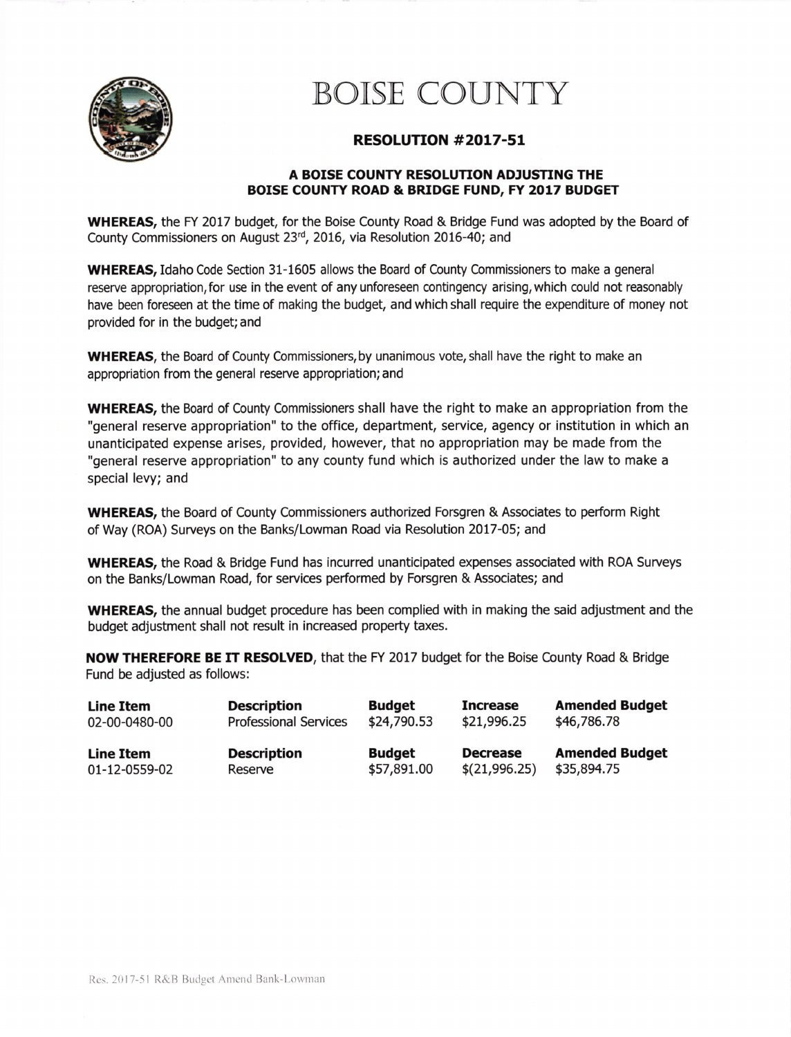# BOISE COUNTY

## RESOLUTION #2017-51

### A BOISE COUNTY RESOLUTION ADJUSTING THE BOISE COUNTY ROAD & BRIDGE FUND, FY 2017 BUDGET

**WHEREAS,** the FY 2017 budget, for the Boise County Road & Bridge Fund was adopted by the Board of County Commissioners on August 23rd, 2016, via Resolution 2016-40; and

**WHEREAS,** Idaho Code Section 31-1605 allows the Board of County Commissioners to make a general reserve appropriation, for use in the event of any unforeseen contingency arising, which could not reasonably have been foreseen at the time of making the budget, and which shall require the expenditure of money not provided for in the budget; and

**WHEREAS**, the Board of County Commissioners, by unanimous vote, shall have the right to make an appropriation from the general reserve appropriation; and

**WHEREAS,** the Board of County Commissioners shall have the right to make an appropriation from the "general reserve appropriation" to the office, department, service, agency or institution in which an unanticipated expense arises, provided, however, that no appropriation may be made from the "general reserve appropriation" to any county fund which is authorized under the law to make a special levy; and

**WHEREAS,** the Board of County Commissioners authorized Forsgren & Associates to perform Right of Way (ROA) Surveys on the Banks/Lowman Road via Resolution 2017-05; and

**WHEREAS,** the Road & Bridge Fund has incurred unanticipated expenses associated with ROA Surveys on the Banks/Lowman Road, for services performed by Forsgren & Associates; and

**WHEREAS,** the annual budget procedure has been complied with in making the said adjustment and the budget adjustment shall not result in increased property taxes.

**NOW THEREFORE BE IT RESOLVED**, that the FY 2017 budget for the Boise County Road & Bridge Fund be adjusted as follows:

| Line Item | Description | Budget | Increase | Amended Budget |
|---|---|---|---|---|
| 02-00-0480-00 | Professional Services | $24,790.53 | $21,996.25 | $46,786.78 |

| Line Item | Description | Budget | Decrease | Amended Budget |
|---|---|---|---|---|
| 01-12-0559-02 | Reserve | $57,891.00 | $(21,996.25) | $35,894.75 |

Res. 2017-51 R&B Budget Amend Bank-Lowman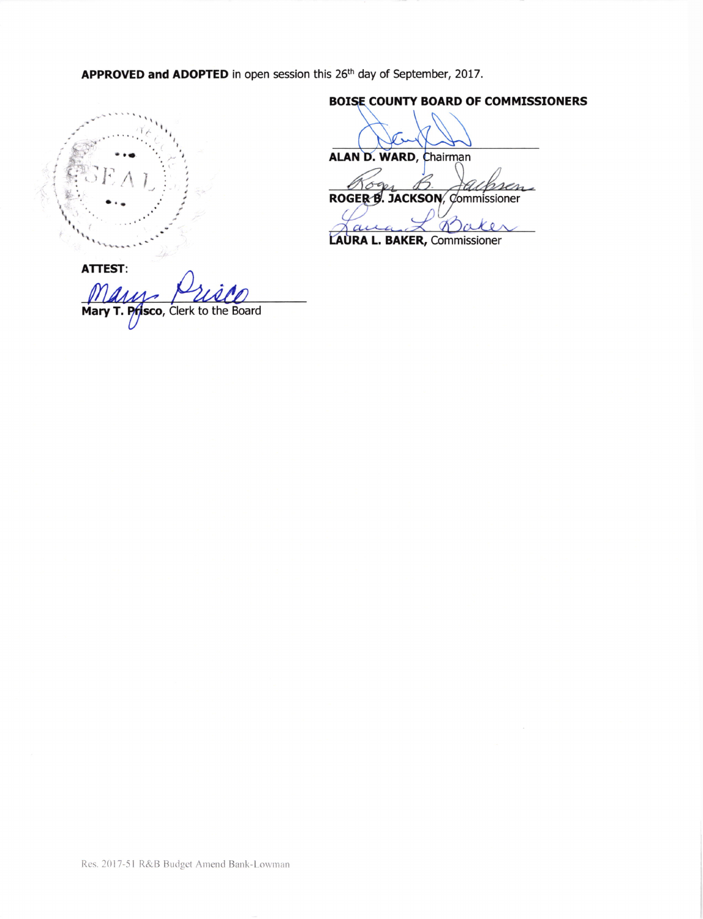**APPROVED and ADOPTED** in open session this 26th day of September, 2017.

**BOISE COUNTY BOARD OF COMMISSIONERS**

**ALAN D. WARD**, Chairman

**ROGER B. JACKSON**, Commissioner

**LAURA L. BAKER,** Commissioner

SEAL

**ATTEST**:

**Mary T. Prisco**, Clerk to the Board

Res. 2017-51 R&B Budget Amend Bank-Lowman